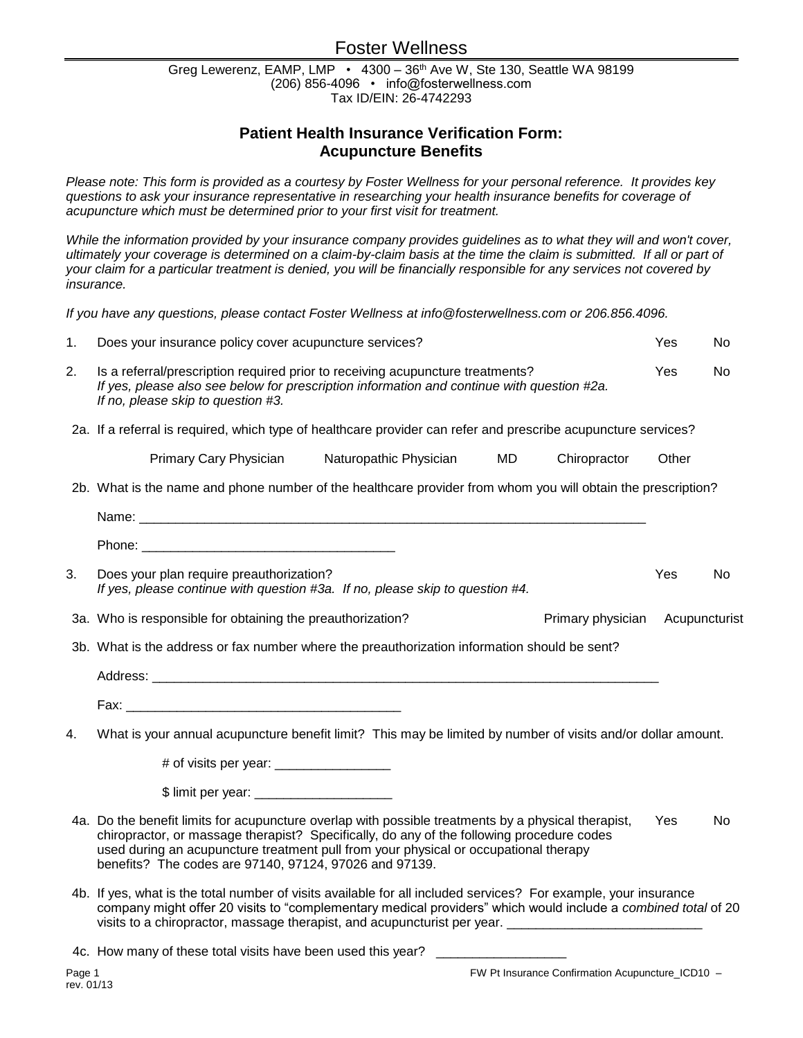# Foster Wellness

Greg Lewerenz, EAMP, LMP • 4300 – 36th Ave W, Ste 130, Seattle WA 98199
(206) 856-4096 • info@fosterwellness.com
Tax ID/EIN: 26-4742293

## Patient Health Insurance Verification Form: Acupuncture Benefits

*Please note: This form is provided as a courtesy by Foster Wellness for your personal reference. It provides key questions to ask your insurance representative in researching your health insurance benefits for coverage of acupuncture which must be determined prior to your first visit for treatment.*

*While the information provided by your insurance company provides guidelines as to what they will and won't cover, ultimately your coverage is determined on a claim-by-claim basis at the time the claim is submitted. If all or part of your claim for a particular treatment is denied, you will be financially responsible for any services not covered by insurance.*

*If you have any questions, please contact Foster Wellness at info@fosterwellness.com or 206.856.4096.*

1. Does your insurance policy cover acupuncture services? Yes No

2. Is a referral/prescription required prior to receiving acupuncture treatments? Yes No
   *If yes, please also see below for prescription information and continue with question #2a.*
   *If no, please skip to question #3.*

2a. If a referral is required, which type of healthcare provider can refer and prescribe acupuncture services?

   Primary Cary Physician   Naturopathic Physician   MD   Chiropractor   Other

2b. What is the name and phone number of the healthcare provider from whom you will obtain the prescription?

   Name: ___________________________________________________________________________

   Phone: ___________________________________

3. Does your plan require preauthorization? Yes No
   *If yes, please continue with question #3a. If no, please skip to question #4.*

3a. Who is responsible for obtaining the preauthorization? Primary physician Acupuncturist

3b. What is the address or fax number where the preauthorization information should be sent?

   Address: ___________________________________________________________________________

   Fax: ______________________________________

4. What is your annual acupuncture benefit limit? This may be limited by number of visits and/or dollar amount.

   # of visits per year: ________________

   $ limit per year: ___________________

4a. Do the benefit limits for acupuncture overlap with possible treatments by a physical therapist, chiropractor, or massage therapist? Specifically, do any of the following procedure codes used during an acupuncture treatment pull from your physical or occupational therapy benefits? The codes are 97140, 97124, 97026 and 97139. Yes No

4b. If yes, what is the total number of visits available for all included services? For example, your insurance company might offer 20 visits to "complementary medical providers" which would include a *combined total* of 20 visits to a chiropractor, massage therapist, and acupuncturist per year. ___________________________

4c. How many of these total visits have been used this year? __________________

rev. 01/13

FW Pt Insurance Confirmation Acupuncture_ICD10 –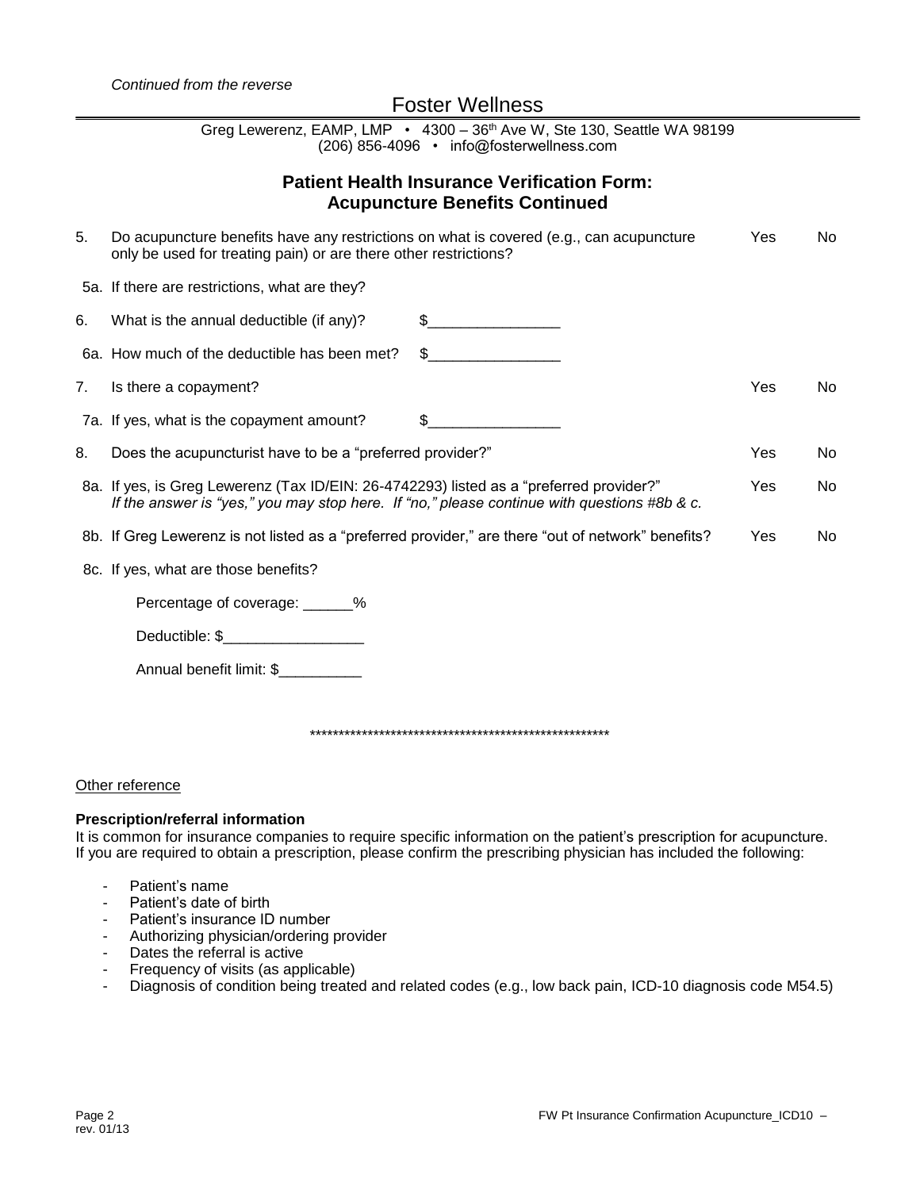*Continued from the reverse*

# Foster Wellness

Greg Lewerenz, EAMP, LMP • 4300 – 36th Ave W, Ste 130, Seattle WA 98199
(206) 856-4096 • info@fosterwellness.com

## Patient Health Insurance Verification Form: Acupuncture Benefits Continued

| | | | |
|---|---|---|---|
| 5. | Do acupuncture benefits have any restrictions on what is covered (e.g., can acupuncture only be used for treating pain) or are there other restrictions? | Yes | No |
| 5a. | If there are restrictions, what are they? | | |
| 6. | What is the annual deductible (if any)? $________________ | | |
| 6a. | How much of the deductible has been met? $________________ | | |
| 7. | Is there a copayment? | Yes | No |
| 7a. | If yes, what is the copayment amount? $________________ | | |
| 8. | Does the acupuncturist have to be a "preferred provider?" | Yes | No |
| 8a. | If yes, is Greg Lewerenz (Tax ID/EIN: 26-4742293) listed as a "preferred provider?" *If the answer is "yes," you may stop here. If "no," please continue with questions #8b & c.* | Yes | No |
| 8b. | If Greg Lewerenz is not listed as a "preferred provider," are there "out of network" benefits? | Yes | No |
| 8c. | If yes, what are those benefits? | | |

Percentage of coverage: ______%

Deductible: $_________________

Annual benefit limit: $__________

*****************************************************

Other reference

**Prescription/referral information**

It is common for insurance companies to require specific information on the patient's prescription for acupuncture. If you are required to obtain a prescription, please confirm the prescribing physician has included the following:

- Patient's name
- Patient's date of birth
- Patient's insurance ID number
- Authorizing physician/ordering provider
- Dates the referral is active
- Frequency of visits (as applicable)
- Diagnosis of condition being treated and related codes (e.g., low back pain, ICD-10 diagnosis code M54.5)

rev. 01/13

FW Pt Insurance Confirmation Acupuncture_ICD10 –